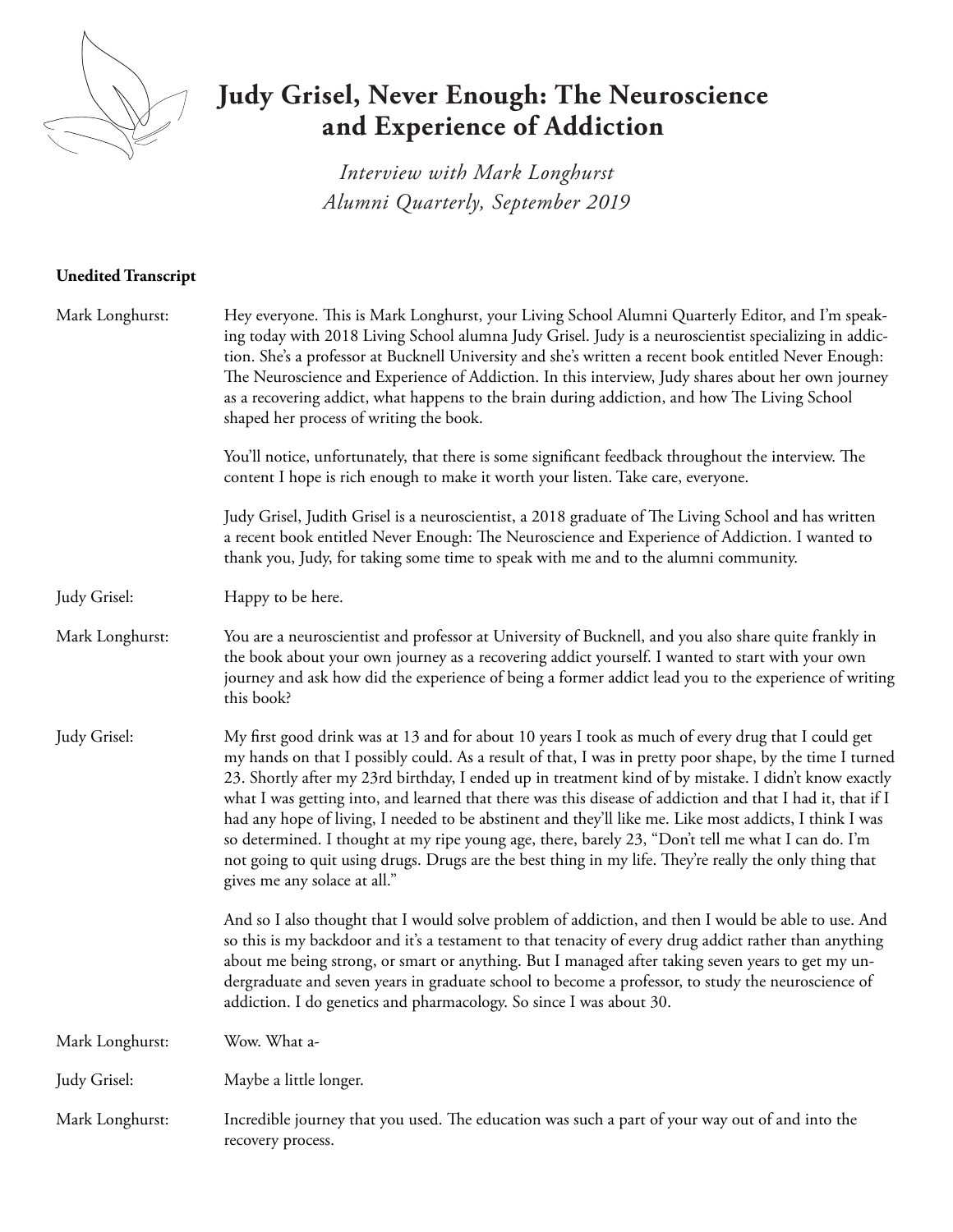# Judy Grisel, Never Enough: The Neuroscience and Experience of Addiction

*Interview with Mark Longhurst*
*Alumni Quarterly, September 2019*

**Unedited Transcript**

**Mark Longhurst:** Hey everyone. This is Mark Longhurst, your Living School Alumni Quarterly Editor, and I'm speaking today with 2018 Living School alumna Judy Grisel. Judy is a neuroscientist specializing in addiction. She's a professor at Bucknell University and she's written a recent book entitled Never Enough: The Neuroscience and Experience of Addiction. In this interview, Judy shares about her own journey as a recovering addict, what happens to the brain during addiction, and how The Living School shaped her process of writing the book.

You'll notice, unfortunately, that there is some significant feedback throughout the interview. The content I hope is rich enough to make it worth your listen. Take care, everyone.

Judy Grisel, Judith Grisel is a neuroscientist, a 2018 graduate of The Living School and has written a recent book entitled Never Enough: The Neuroscience and Experience of Addiction. I wanted to thank you, Judy, for taking some time to speak with me and to the alumni community.

**Judy Grisel:** Happy to be here.

**Mark Longhurst:** You are a neuroscientist and professor at University of Bucknell, and you also share quite frankly in the book about your own journey as a recovering addict yourself. I wanted to start with your own journey and ask how did the experience of being a former addict lead you to the experience of writing this book?

**Judy Grisel:** My first good drink was at 13 and for about 10 years I took as much of every drug that I could get my hands on that I possibly could. As a result of that, I was in pretty poor shape, by the time I turned 23. Shortly after my 23rd birthday, I ended up in treatment kind of by mistake. I didn't know exactly what I was getting into, and learned that there was this disease of addiction and that I had it, that if I had any hope of living, I needed to be abstinent and they'll like me. Like most addicts, I think I was so determined. I thought at my ripe young age, there, barely 23, "Don't tell me what I can do. I'm not going to quit using drugs. Drugs are the best thing in my life. They're really the only thing that gives me any solace at all."

And so I also thought that I would solve problem of addiction, and then I would be able to use. And so this is my backdoor and it's a testament to that tenacity of every drug addict rather than anything about me being strong, or smart or anything. But I managed after taking seven years to get my undergraduate and seven years in graduate school to become a professor, to study the neuroscience of addiction. I do genetics and pharmacology. So since I was about 30.

**Mark Longhurst:** Wow. What a-

**Judy Grisel:** Maybe a little longer.

**Mark Longhurst:** Incredible journey that you used. The education was such a part of your way out of and into the recovery process.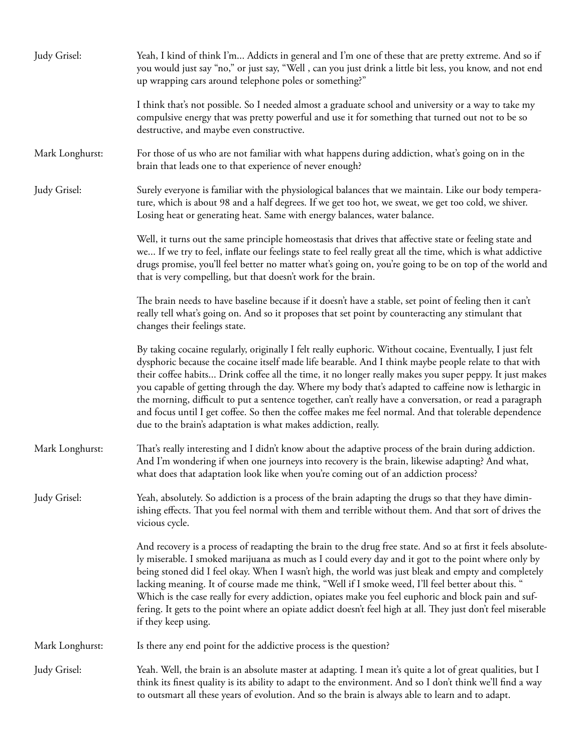**Judy Grisel:** Yeah, I kind of think I'm... Addicts in general and I'm one of these that are pretty extreme. And so if you would just say "no," or just say, "Well , can you just drink a little bit less, you know, and not end up wrapping cars around telephone poles or something?"

I think that's not possible. So I needed almost a graduate school and university or a way to take my compulsive energy that was pretty powerful and use it for something that turned out not to be so destructive, and maybe even constructive.

**Mark Longhurst:** For those of us who are not familiar with what happens during addiction, what's going on in the brain that leads one to that experience of never enough?

**Judy Grisel:** Surely everyone is familiar with the physiological balances that we maintain. Like our body temperature, which is about 98 and a half degrees. If we get too hot, we sweat, we get too cold, we shiver. Losing heat or generating heat. Same with energy balances, water balance.

Well, it turns out the same principle homeostasis that drives that affective state or feeling state and we... If we try to feel, inflate our feelings state to feel really great all the time, which is what addictive drugs promise, you'll feel better no matter what's going on, you're going to be on top of the world and that is very compelling, but that doesn't work for the brain.

The brain needs to have baseline because if it doesn't have a stable, set point of feeling then it can't really tell what's going on. And so it proposes that set point by counteracting any stimulant that changes their feelings state.

By taking cocaine regularly, originally I felt really euphoric. Without cocaine, Eventually, I just felt dysphoric because the cocaine itself made life bearable. And I think maybe people relate to that with their coffee habits... Drink coffee all the time, it no longer really makes you super peppy. It just makes you capable of getting through the day. Where my body that's adapted to caffeine now is lethargic in the morning, difficult to put a sentence together, can't really have a conversation, or read a paragraph and focus until I get coffee. So then the coffee makes me feel normal. And that tolerable dependence due to the brain's adaptation is what makes addiction, really.

**Mark Longhurst:** That's really interesting and I didn't know about the adaptive process of the brain during addiction. And I'm wondering if when one journeys into recovery is the brain, likewise adapting? And what, what does that adaptation look like when you're coming out of an addiction process?

**Judy Grisel:** Yeah, absolutely. So addiction is a process of the brain adapting the drugs so that they have diminishing effects. That you feel normal with them and terrible without them. And that sort of drives the vicious cycle.

And recovery is a process of readapting the brain to the drug free state. And so at first it feels absolutely miserable. I smoked marijuana as much as I could every day and it got to the point where only by being stoned did I feel okay. When I wasn't high, the world was just bleak and empty and completely lacking meaning. It of course made me think, "Well if I smoke weed, I'll feel better about this. " Which is the case really for every addiction, opiates make you feel euphoric and block pain and suffering. It gets to the point where an opiate addict doesn't feel high at all. They just don't feel miserable if they keep using.

**Mark Longhurst:** Is there any end point for the addictive process is the question?

**Judy Grisel:** Yeah. Well, the brain is an absolute master at adapting. I mean it's quite a lot of great qualities, but I think its finest quality is its ability to adapt to the environment. And so I don't think we'll find a way to outsmart all these years of evolution. And so the brain is always able to learn and to adapt.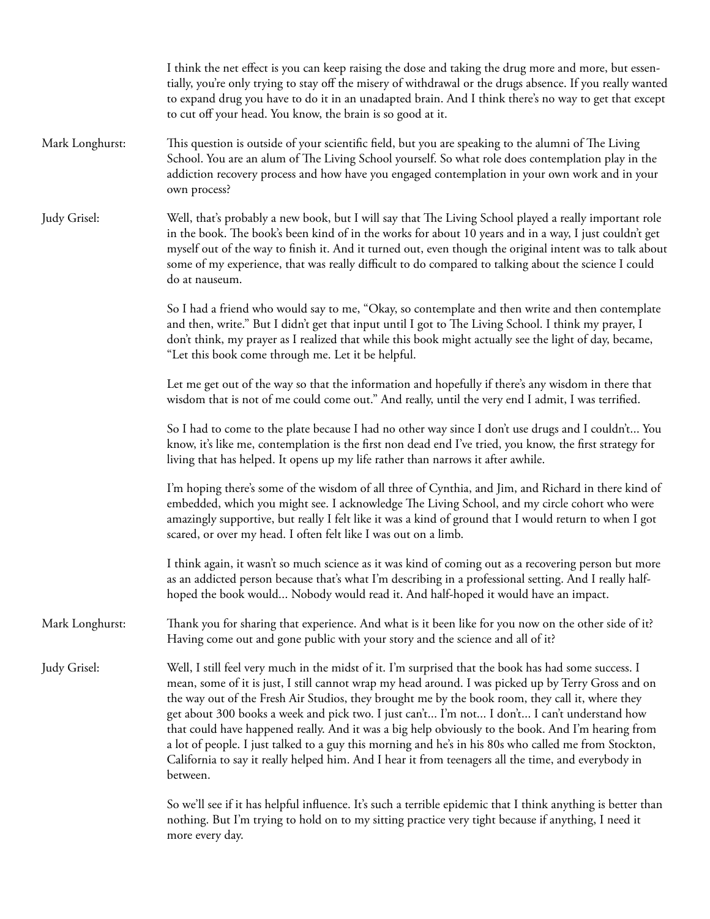I think the net effect is you can keep raising the dose and taking the drug more and more, but essentially, you're only trying to stay off the misery of withdrawal or the drugs absence. If you really wanted to expand drug you have to do it in an unadapted brain. And I think there's no way to get that except to cut off your head. You know, the brain is so good at it.

Mark Longhurst: This question is outside of your scientific field, but you are speaking to the alumni of The Living School. You are an alum of The Living School yourself. So what role does contemplation play in the addiction recovery process and how have you engaged contemplation in your own work and in your own process?

Judy Grisel: Well, that's probably a new book, but I will say that The Living School played a really important role in the book. The book's been kind of in the works for about 10 years and in a way, I just couldn't get myself out of the way to finish it. And it turned out, even though the original intent was to talk about some of my experience, that was really difficult to do compared to talking about the science I could do at nauseum.

So I had a friend who would say to me, "Okay, so contemplate and then write and then contemplate and then, write." But I didn't get that input until I got to The Living School. I think my prayer, I don't think, my prayer as I realized that while this book might actually see the light of day, became, "Let this book come through me. Let it be helpful.

Let me get out of the way so that the information and hopefully if there's any wisdom in there that wisdom that is not of me could come out." And really, until the very end I admit, I was terrified.

So I had to come to the plate because I had no other way since I don't use drugs and I couldn't... You know, it's like me, contemplation is the first non dead end I've tried, you know, the first strategy for living that has helped. It opens up my life rather than narrows it after awhile.

I'm hoping there's some of the wisdom of all three of Cynthia, and Jim, and Richard in there kind of embedded, which you might see. I acknowledge The Living School, and my circle cohort who were amazingly supportive, but really I felt like it was a kind of ground that I would return to when I got scared, or over my head. I often felt like I was out on a limb.

I think again, it wasn't so much science as it was kind of coming out as a recovering person but more as an addicted person because that's what I'm describing in a professional setting. And I really half-hoped the book would... Nobody would read it. And half-hoped it would have an impact.

Mark Longhurst: Thank you for sharing that experience. And what is it been like for you now on the other side of it? Having come out and gone public with your story and the science and all of it?

Judy Grisel: Well, I still feel very much in the midst of it. I'm surprised that the book has had some success. I mean, some of it is just, I still cannot wrap my head around. I was picked up by Terry Gross and on the way out of the Fresh Air Studios, they brought me by the book room, they call it, where they get about 300 books a week and pick two. I just can't... I'm not... I don't... I can't understand how that could have happened really. And it was a big help obviously to the book. And I'm hearing from a lot of people. I just talked to a guy this morning and he's in his 80s who called me from Stockton, California to say it really helped him. And I hear it from teenagers all the time, and everybody in between.

So we'll see if it has helpful influence. It's such a terrible epidemic that I think anything is better than nothing. But I'm trying to hold on to my sitting practice very tight because if anything, I need it more every day.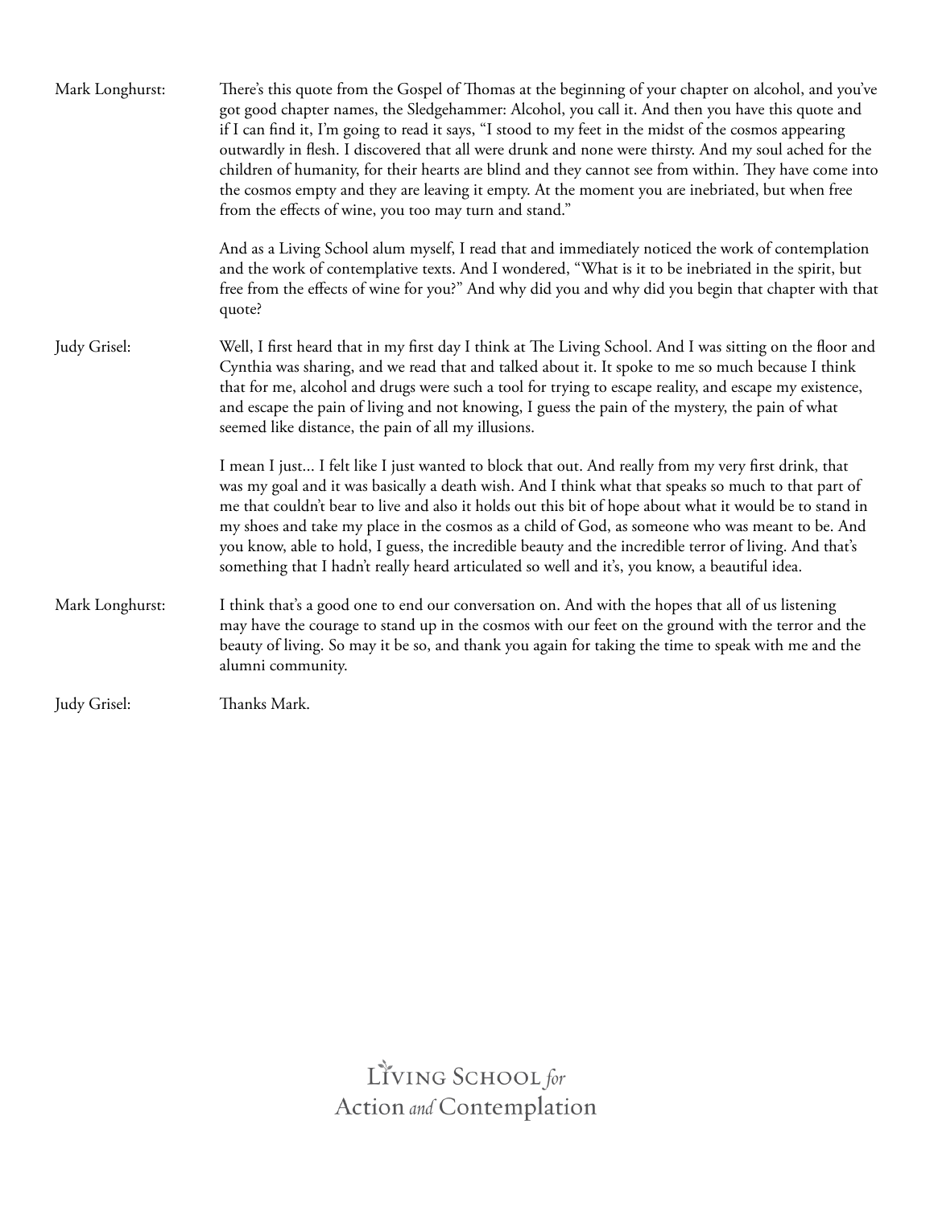**Mark Longhurst:** There's this quote from the Gospel of Thomas at the beginning of your chapter on alcohol, and you've got good chapter names, the Sledgehammer: Alcohol, you call it. And then you have this quote and if I can find it, I'm going to read it says, "I stood to my feet in the midst of the cosmos appearing outwardly in flesh. I discovered that all were drunk and none were thirsty. And my soul ached for the children of humanity, for their hearts are blind and they cannot see from within. They have come into the cosmos empty and they are leaving it empty. At the moment you are inebriated, but when free from the effects of wine, you too may turn and stand."

And as a Living School alum myself, I read that and immediately noticed the work of contemplation and the work of contemplative texts. And I wondered, "What is it to be inebriated in the spirit, but free from the effects of wine for you?" And why did you and why did you begin that chapter with that quote?

**Judy Grisel:** Well, I first heard that in my first day I think at The Living School. And I was sitting on the floor and Cynthia was sharing, and we read that and talked about it. It spoke to me so much because I think that for me, alcohol and drugs were such a tool for trying to escape reality, and escape my existence, and escape the pain of living and not knowing, I guess the pain of the mystery, the pain of what seemed like distance, the pain of all my illusions.

I mean I just... I felt like I just wanted to block that out. And really from my very first drink, that was my goal and it was basically a death wish. And I think what that speaks so much to that part of me that couldn't bear to live and also it holds out this bit of hope about what it would be to stand in my shoes and take my place in the cosmos as a child of God, as someone who was meant to be. And you know, able to hold, I guess, the incredible beauty and the incredible terror of living. And that's something that I hadn't really heard articulated so well and it's, you know, a beautiful idea.

**Mark Longhurst:** I think that's a good one to end our conversation on. And with the hopes that all of us listening may have the courage to stand up in the cosmos with our feet on the ground with the terror and the beauty of living. So may it be so, and thank you again for taking the time to speak with me and the alumni community.

**Judy Grisel:** Thanks Mark.